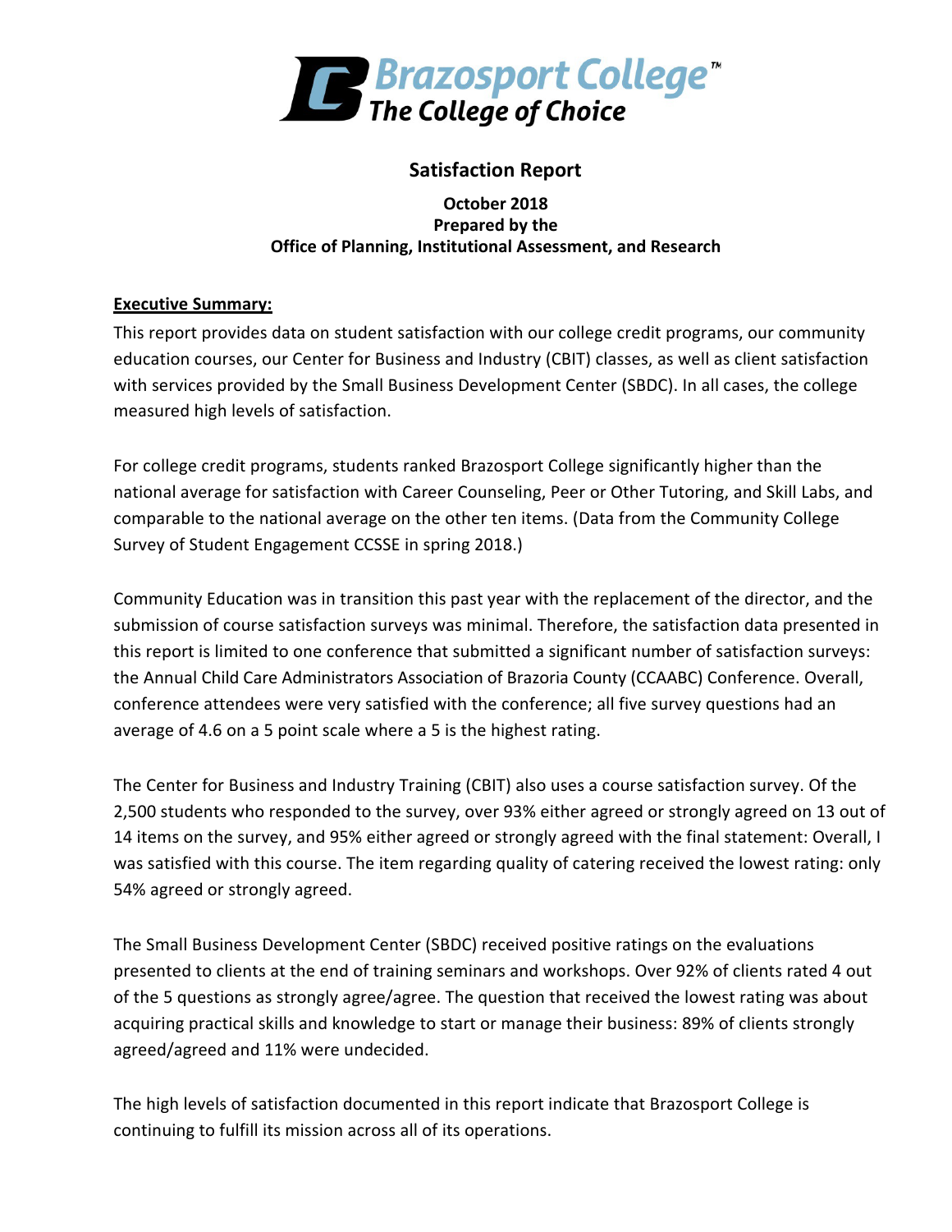Brazosport College™
The College of Choice

# Satisfaction Report

**October 2018**
**Prepared by the**
**Office of Planning, Institutional Assessment, and Research**

## Executive Summary:

This report provides data on student satisfaction with our college credit programs, our community education courses, our Center for Business and Industry (CBIT) classes, as well as client satisfaction with services provided by the Small Business Development Center (SBDC). In all cases, the college measured high levels of satisfaction.

For college credit programs, students ranked Brazosport College significantly higher than the national average for satisfaction with Career Counseling, Peer or Other Tutoring, and Skill Labs, and comparable to the national average on the other ten items. (Data from the Community College Survey of Student Engagement CCSSE in spring 2018.)

Community Education was in transition this past year with the replacement of the director, and the submission of course satisfaction surveys was minimal. Therefore, the satisfaction data presented in this report is limited to one conference that submitted a significant number of satisfaction surveys: the Annual Child Care Administrators Association of Brazoria County (CCAABC) Conference. Overall, conference attendees were very satisfied with the conference; all five survey questions had an average of 4.6 on a 5 point scale where a 5 is the highest rating.

The Center for Business and Industry Training (CBIT) also uses a course satisfaction survey. Of the 2,500 students who responded to the survey, over 93% either agreed or strongly agreed on 13 out of 14 items on the survey, and 95% either agreed or strongly agreed with the final statement: Overall, I was satisfied with this course. The item regarding quality of catering received the lowest rating: only 54% agreed or strongly agreed.

The Small Business Development Center (SBDC) received positive ratings on the evaluations presented to clients at the end of training seminars and workshops. Over 92% of clients rated 4 out of the 5 questions as strongly agree/agree. The question that received the lowest rating was about acquiring practical skills and knowledge to start or manage their business: 89% of clients strongly agreed/agreed and 11% were undecided.

The high levels of satisfaction documented in this report indicate that Brazosport College is continuing to fulfill its mission across all of its operations.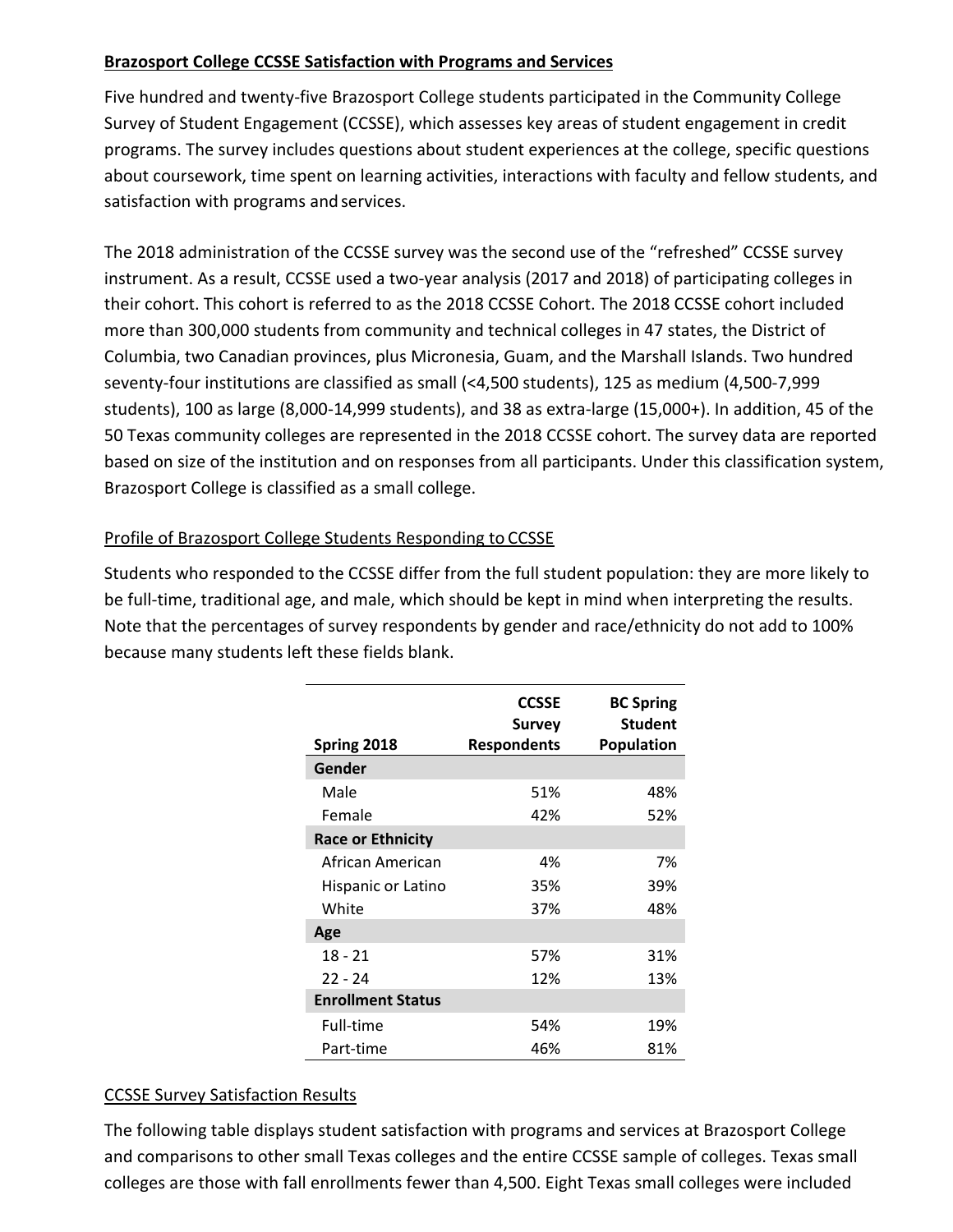**Brazosport College CCSSE Satisfaction with Programs and Services**

Five hundred and twenty-five Brazosport College students participated in the Community College Survey of Student Engagement (CCSSE), which assesses key areas of student engagement in credit programs. The survey includes questions about student experiences at the college, specific questions about coursework, time spent on learning activities, interactions with faculty and fellow students, and satisfaction with programs and services.

The 2018 administration of the CCSSE survey was the second use of the "refreshed" CCSSE survey instrument. As a result, CCSSE used a two-year analysis (2017 and 2018) of participating colleges in their cohort. This cohort is referred to as the 2018 CCSSE Cohort. The 2018 CCSSE cohort included more than 300,000 students from community and technical colleges in 47 states, the District of Columbia, two Canadian provinces, plus Micronesia, Guam, and the Marshall Islands. Two hundred seventy-four institutions are classified as small (<4,500 students), 125 as medium (4,500-7,999 students), 100 as large (8,000-14,999 students), and 38 as extra-large (15,000+). In addition, 45 of the 50 Texas community colleges are represented in the 2018 CCSSE cohort. The survey data are reported based on size of the institution and on responses from all participants. Under this classification system, Brazosport College is classified as a small college.

Profile of Brazosport College Students Responding to CCSSE

Students who responded to the CCSSE differ from the full student population: they are more likely to be full-time, traditional age, and male, which should be kept in mind when interpreting the results. Note that the percentages of survey respondents by gender and race/ethnicity do not add to 100% because many students left these fields blank.

| Spring 2018 | CCSSE Survey Respondents | BC Spring Student Population |
|---|---|---|
| **Gender** | | |
| Male | 51% | 48% |
| Female | 42% | 52% |
| **Race or Ethnicity** | | |
| African American | 4% | 7% |
| Hispanic or Latino | 35% | 39% |
| White | 37% | 48% |
| **Age** | | |
| 18 - 21 | 57% | 31% |
| 22 - 24 | 12% | 13% |
| **Enrollment Status** | | |
| Full-time | 54% | 19% |
| Part-time | 46% | 81% |

CCSSE Survey Satisfaction Results

The following table displays student satisfaction with programs and services at Brazosport College and comparisons to other small Texas colleges and the entire CCSSE sample of colleges. Texas small colleges are those with fall enrollments fewer than 4,500. Eight Texas small colleges were included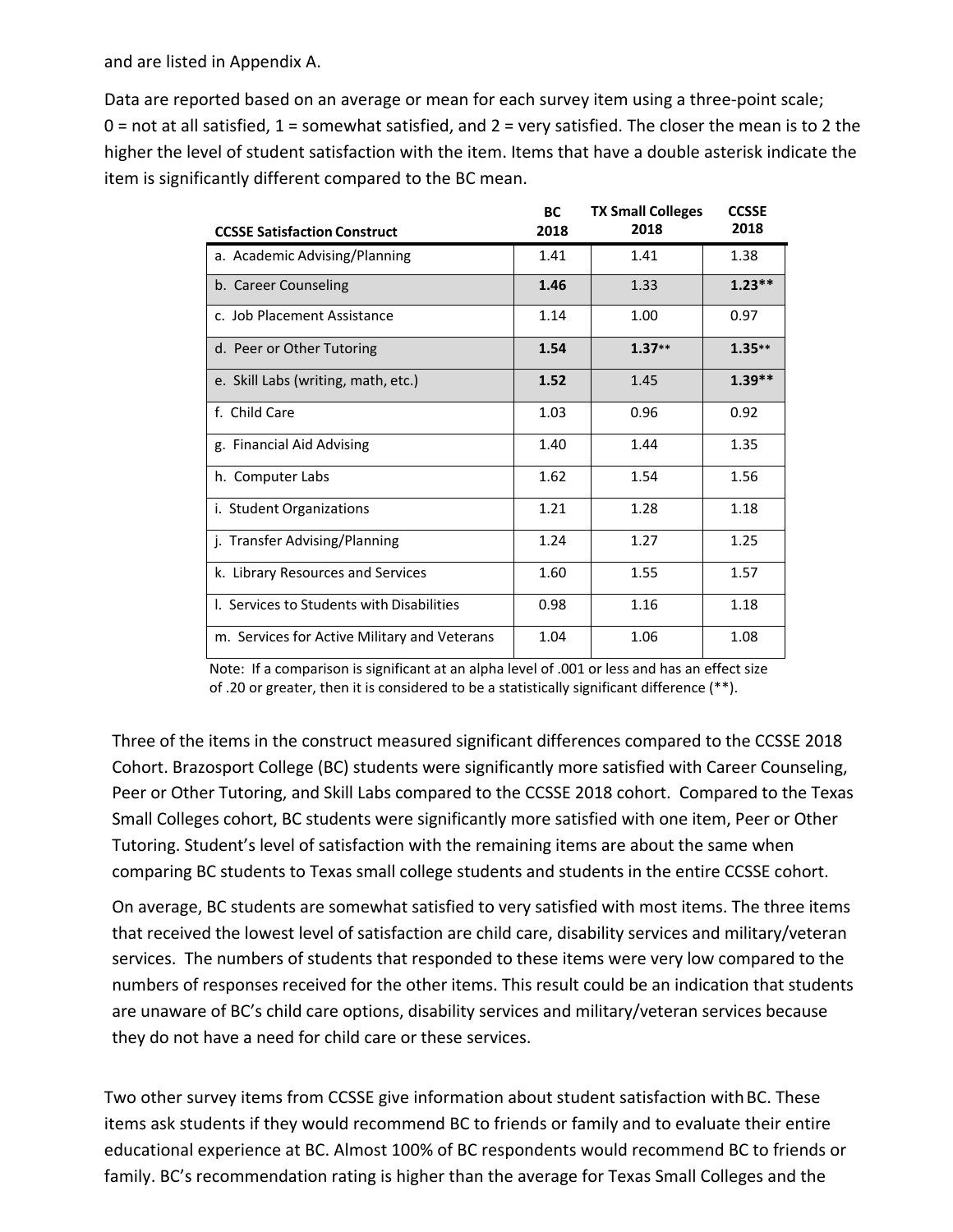and are listed in Appendix A.

Data are reported based on an average or mean for each survey item using a three-point scale; 0 = not at all satisfied, 1 = somewhat satisfied, and 2 = very satisfied. The closer the mean is to 2 the higher the level of student satisfaction with the item. Items that have a double asterisk indicate the item is significantly different compared to the BC mean.

| CCSSE Satisfaction Construct | BC 2018 | TX Small Colleges 2018 | CCSSE 2018 |
|---|---|---|---|
| a. Academic Advising/Planning | 1.41 | 1.41 | 1.38 |
| b. Career Counseling | **1.46** | 1.33 | **1.23\*\*** |
| c. Job Placement Assistance | 1.14 | 1.00 | 0.97 |
| d. Peer or Other Tutoring | **1.54** | **1.37\*\*** | **1.35\*\*** |
| e. Skill Labs (writing, math, etc.) | **1.52** | 1.45 | **1.39\*\*** |
| f. Child Care | 1.03 | 0.96 | 0.92 |
| g. Financial Aid Advising | 1.40 | 1.44 | 1.35 |
| h. Computer Labs | 1.62 | 1.54 | 1.56 |
| i. Student Organizations | 1.21 | 1.28 | 1.18 |
| j. Transfer Advising/Planning | 1.24 | 1.27 | 1.25 |
| k. Library Resources and Services | 1.60 | 1.55 | 1.57 |
| l. Services to Students with Disabilities | 0.98 | 1.16 | 1.18 |
| m. Services for Active Military and Veterans | 1.04 | 1.06 | 1.08 |

Note: If a comparison is significant at an alpha level of .001 or less and has an effect size of .20 or greater, then it is considered to be a statistically significant difference (**).

Three of the items in the construct measured significant differences compared to the CCSSE 2018 Cohort. Brazosport College (BC) students were significantly more satisfied with Career Counseling, Peer or Other Tutoring, and Skill Labs compared to the CCSSE 2018 cohort. Compared to the Texas Small Colleges cohort, BC students were significantly more satisfied with one item, Peer or Other Tutoring. Student's level of satisfaction with the remaining items are about the same when comparing BC students to Texas small college students and students in the entire CCSSE cohort.

On average, BC students are somewhat satisfied to very satisfied with most items. The three items that received the lowest level of satisfaction are child care, disability services and military/veteran services. The numbers of students that responded to these items were very low compared to the numbers of responses received for the other items. This result could be an indication that students are unaware of BC's child care options, disability services and military/veteran services because they do not have a need for child care or these services.

Two other survey items from CCSSE give information about student satisfaction with BC. These items ask students if they would recommend BC to friends or family and to evaluate their entire educational experience at BC. Almost 100% of BC respondents would recommend BC to friends or family. BC's recommendation rating is higher than the average for Texas Small Colleges and the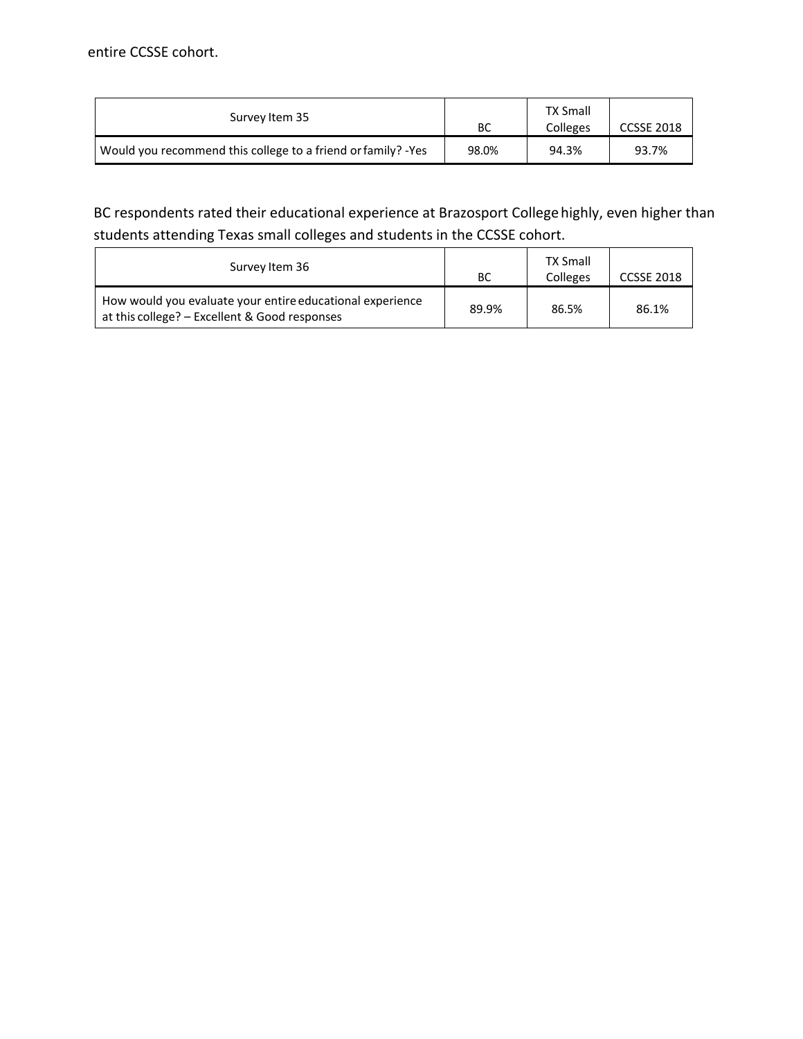entire CCSSE cohort.

| Survey Item 35 | BC | TX Small Colleges | CCSSE 2018 |
|---|---|---|---|
| Would you recommend this college to a friend or family? -Yes | 98.0% | 94.3% | 93.7% |

BC respondents rated their educational experience at Brazosport College highly, even higher than students attending Texas small colleges and students in the CCSSE cohort.

| Survey Item 36 | BC | TX Small Colleges | CCSSE 2018 |
|---|---|---|---|
| How would you evaluate your entire educational experience at this college? – Excellent & Good responses | 89.9% | 86.5% | 86.1% |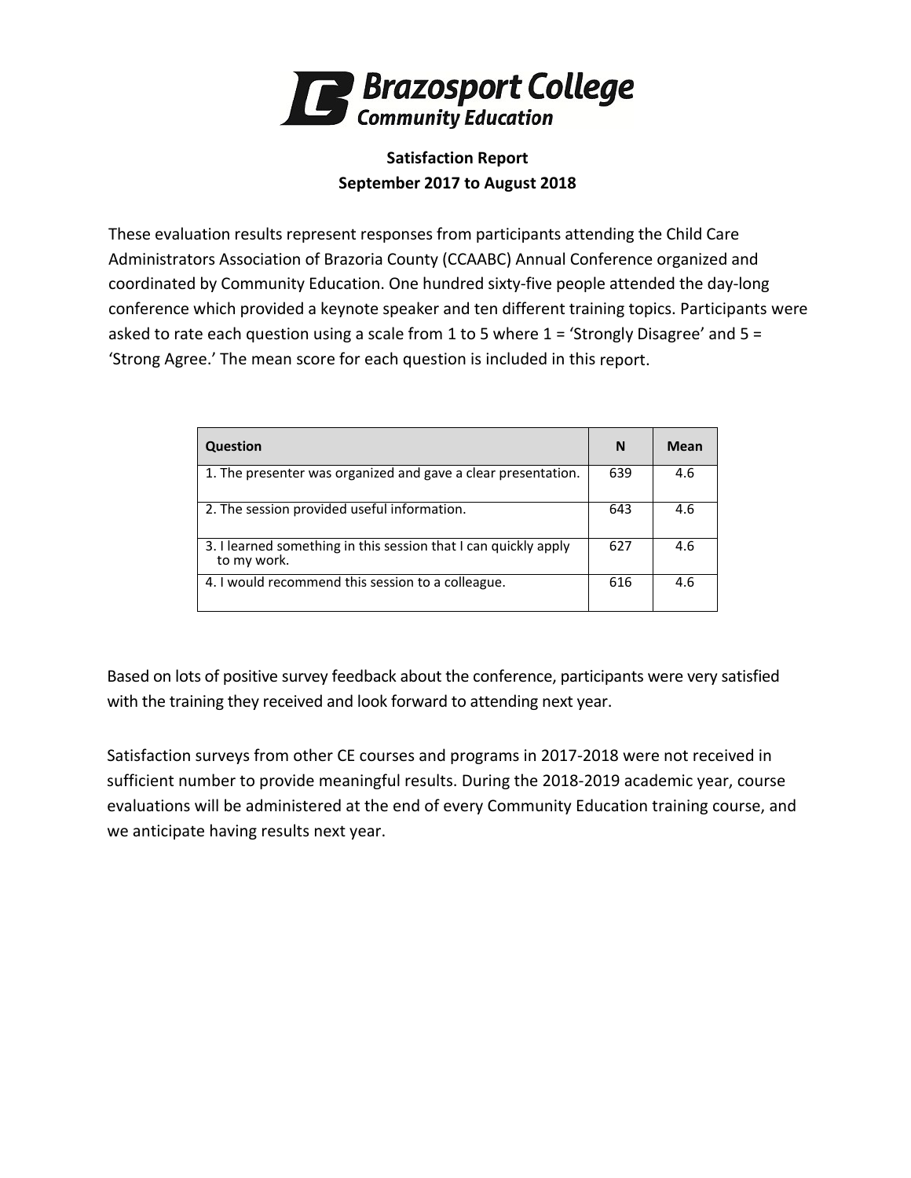**Brazosport College**
**Community Education**

## Satisfaction Report
## September 2017 to August 2018

These evaluation results represent responses from participants attending the Child Care Administrators Association of Brazoria County (CCAABC) Annual Conference organized and coordinated by Community Education. One hundred sixty-five people attended the day-long conference which provided a keynote speaker and ten different training topics. Participants were asked to rate each question using a scale from 1 to 5 where 1 = 'Strongly Disagree' and 5 = 'Strong Agree.' The mean score for each question is included in this report.

| Question | N | Mean |
|---|---|---|
| 1. The presenter was organized and gave a clear presentation. | 639 | 4.6 |
| 2. The session provided useful information. | 643 | 4.6 |
| 3. I learned something in this session that I can quickly apply to my work. | 627 | 4.6 |
| 4. I would recommend this session to a colleague. | 616 | 4.6 |

Based on lots of positive survey feedback about the conference, participants were very satisfied with the training they received and look forward to attending next year.

Satisfaction surveys from other CE courses and programs in 2017-2018 were not received in sufficient number to provide meaningful results. During the 2018-2019 academic year, course evaluations will be administered at the end of every Community Education training course, and we anticipate having results next year.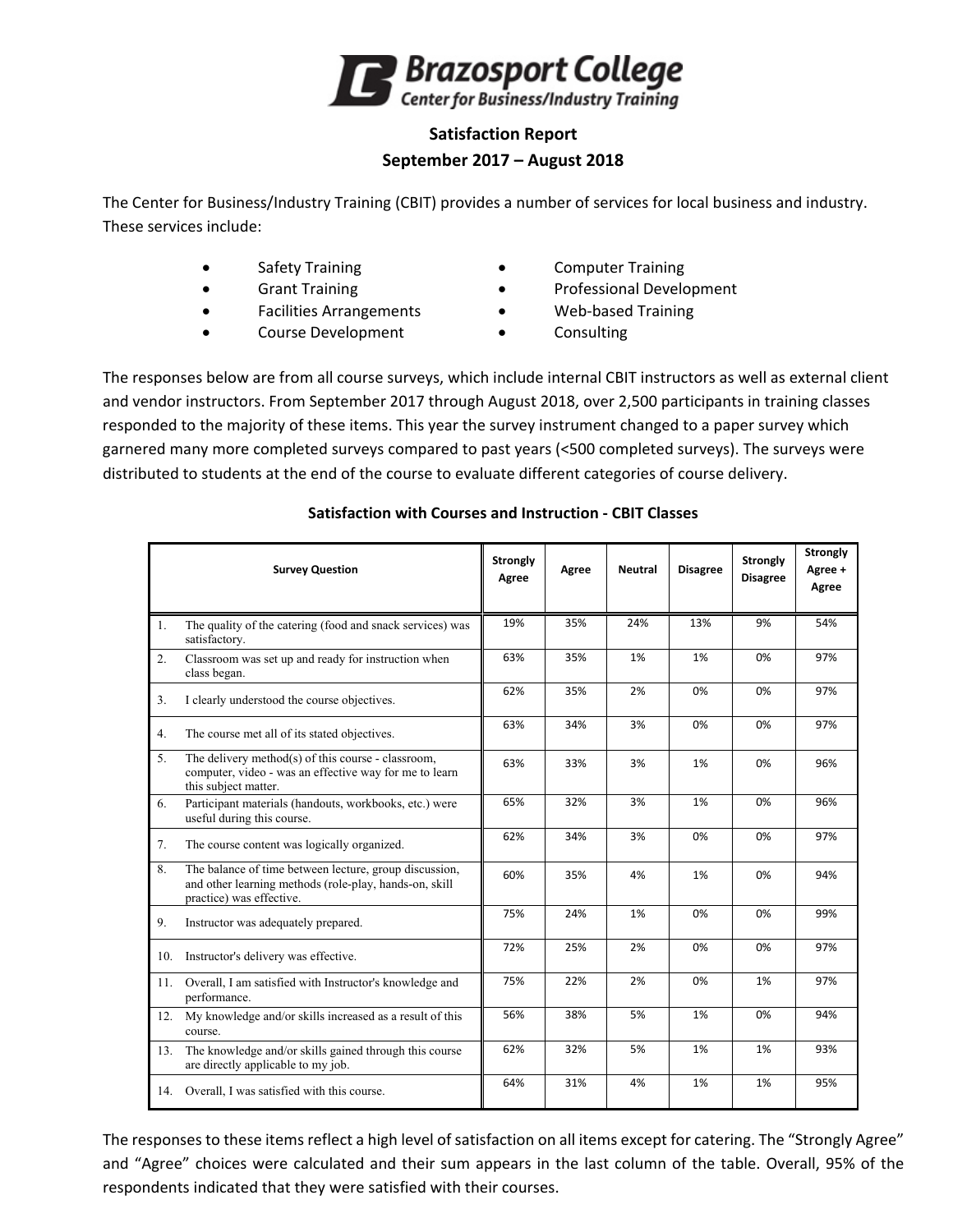# Brazosport College
## Center for Business/Industry Training

**Satisfaction Report**
**September 2017 – August 2018**

The Center for Business/Industry Training (CBIT) provides a number of services for local business and industry. These services include:

- Safety Training
- Grant Training
- Facilities Arrangements
- Course Development
- Computer Training
- Professional Development
- Web-based Training
- Consulting

The responses below are from all course surveys, which include internal CBIT instructors as well as external client and vendor instructors. From September 2017 through August 2018, over 2,500 participants in training classes responded to the majority of these items. This year the survey instrument changed to a paper survey which garnered many more completed surveys compared to past years (<500 completed surveys). The surveys were distributed to students at the end of the course to evaluate different categories of course delivery.

**Satisfaction with Courses and Instruction - CBIT Classes**

| Survey Question | Strongly Agree | Agree | Neutral | Disagree | Strongly Disagree | Strongly Agree + Agree |
|---|---|---|---|---|---|---|
| 1. The quality of the catering (food and snack services) was satisfactory. | 19% | 35% | 24% | 13% | 9% | 54% |
| 2. Classroom was set up and ready for instruction when class began. | 63% | 35% | 1% | 1% | 0% | 97% |
| 3. I clearly understood the course objectives. | 62% | 35% | 2% | 0% | 0% | 97% |
| 4. The course met all of its stated objectives. | 63% | 34% | 3% | 0% | 0% | 97% |
| 5. The delivery method(s) of this course - classroom, computer, video - was an effective way for me to learn this subject matter. | 63% | 33% | 3% | 1% | 0% | 96% |
| 6. Participant materials (handouts, workbooks, etc.) were useful during this course. | 65% | 32% | 3% | 1% | 0% | 96% |
| 7. The course content was logically organized. | 62% | 34% | 3% | 0% | 0% | 97% |
| 8. The balance of time between lecture, group discussion, and other learning methods (role-play, hands-on, skill practice) was effective. | 60% | 35% | 4% | 1% | 0% | 94% |
| 9. Instructor was adequately prepared. | 75% | 24% | 1% | 0% | 0% | 99% |
| 10. Instructor's delivery was effective. | 72% | 25% | 2% | 0% | 0% | 97% |
| 11. Overall, I am satisfied with Instructor's knowledge and performance. | 75% | 22% | 2% | 0% | 1% | 97% |
| 12. My knowledge and/or skills increased as a result of this course. | 56% | 38% | 5% | 1% | 0% | 94% |
| 13. The knowledge and/or skills gained through this course are directly applicable to my job. | 62% | 32% | 5% | 1% | 1% | 93% |
| 14. Overall, I was satisfied with this course. | 64% | 31% | 4% | 1% | 1% | 95% |

The responses to these items reflect a high level of satisfaction on all items except for catering. The "Strongly Agree" and "Agree" choices were calculated and their sum appears in the last column of the table. Overall, 95% of the respondents indicated that they were satisfied with their courses.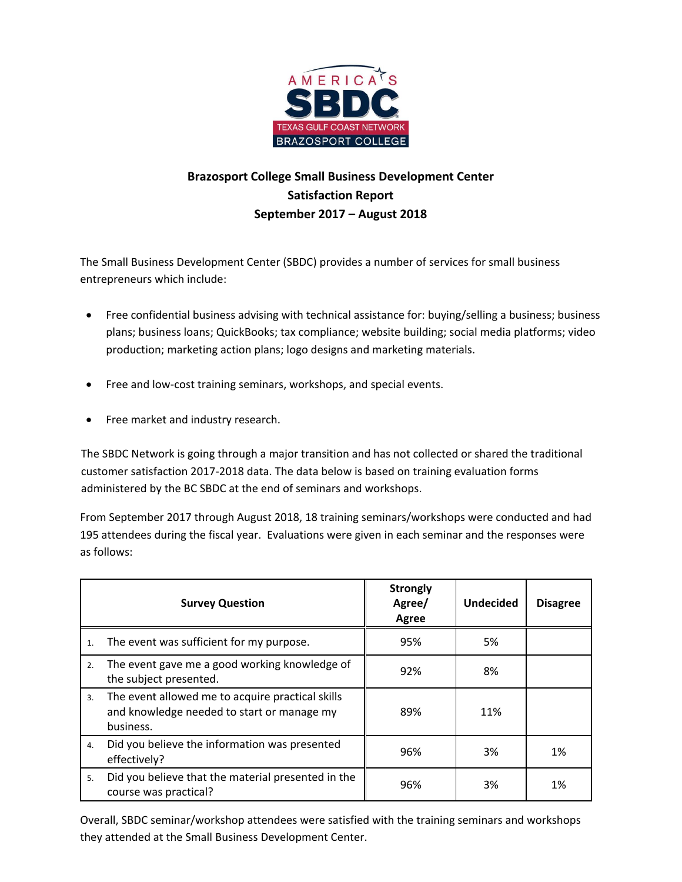## Brazosport College Small Business Development Center
## Satisfaction Report
## September 2017 – August 2018

The Small Business Development Center (SBDC) provides a number of services for small business entrepreneurs which include:

- Free confidential business advising with technical assistance for: buying/selling a business; business plans; business loans; QuickBooks; tax compliance; website building; social media platforms; video production; marketing action plans; logo designs and marketing materials.
- Free and low-cost training seminars, workshops, and special events.
- Free market and industry research.

The SBDC Network is going through a major transition and has not collected or shared the traditional customer satisfaction 2017-2018 data. The data below is based on training evaluation forms administered by the BC SBDC at the end of seminars and workshops.

From September 2017 through August 2018, 18 training seminars/workshops were conducted and had 195 attendees during the fiscal year. Evaluations were given in each seminar and the responses were as follows:

| Survey Question | Strongly Agree/ Agree | Undecided | Disagree |
|---|---|---|---|
| 1. The event was sufficient for my purpose. | 95% | 5% | |
| 2. The event gave me a good working knowledge of the subject presented. | 92% | 8% | |
| 3. The event allowed me to acquire practical skills and knowledge needed to start or manage my business. | 89% | 11% | |
| 4. Did you believe the information was presented effectively? | 96% | 3% | 1% |
| 5. Did you believe that the material presented in the course was practical? | 96% | 3% | 1% |

Overall, SBDC seminar/workshop attendees were satisfied with the training seminars and workshops they attended at the Small Business Development Center.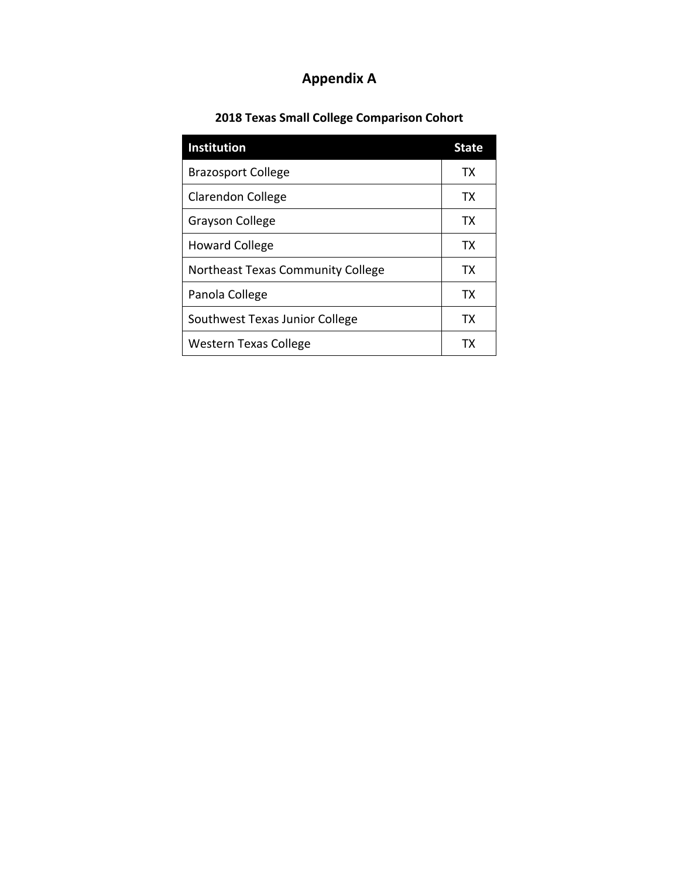# Appendix A

## 2018 Texas Small College Comparison Cohort

| Institution | State |
|---|---|
| Brazosport College | TX |
| Clarendon College | TX |
| Grayson College | TX |
| Howard College | TX |
| Northeast Texas Community College | TX |
| Panola College | TX |
| Southwest Texas Junior College | TX |
| Western Texas College | TX |